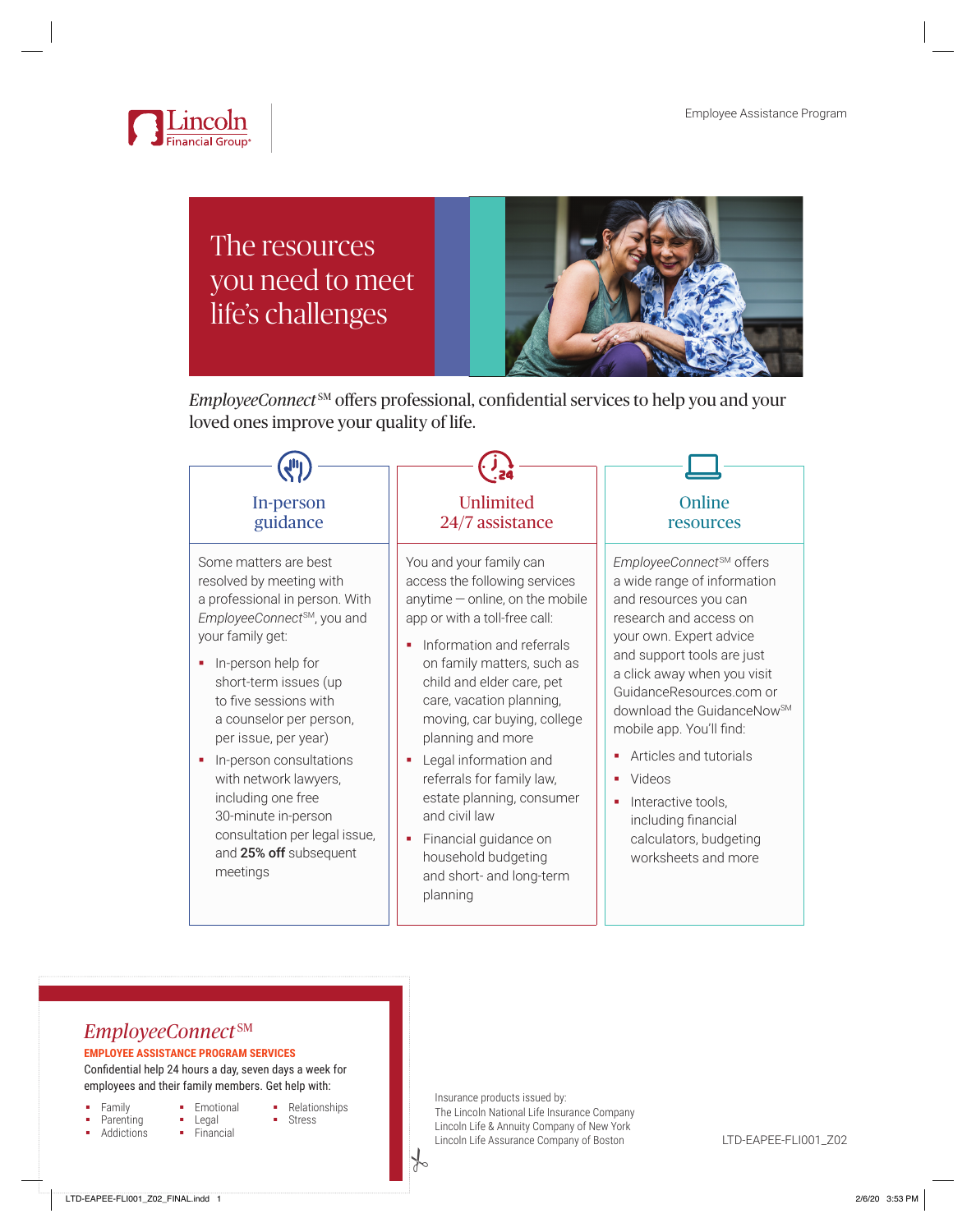Employee Assistance Program

# The resources you need to meet life's challenges

*EmployeeConnect*SM offers professional, confidential services to help you and your loved ones improve your quality of life.

## In-person guidance

Some matters are best resolved by meeting with a professional in person. With *EmployeeConnect*SM, you and your family get:

- In-person help for short-term issues (up to five sessions with a counselor per person, per issue, per year)
- In-person consultations with network lawyers, including one free 30-minute in-person consultation per legal issue, and **25% off** subsequent meetings

## Unlimited 24/7 assistance

You and your family can access the following services anytime — online, on the mobile app or with a toll-free call:

- Information and referrals on family matters, such as child and elder care, pet care, vacation planning, moving, car buying, college planning and more
- Legal information and referrals for family law, estate planning, consumer and civil law
- Financial guidance on household budgeting and short- and long-term planning

## Online resources

*EmployeeConnect*SM offers a wide range of information and resources you can research and access on your own. Expert advice and support tools are just a click away when you visit GuidanceResources.com or download the GuidanceNowSM mobile app. You'll find:

- Articles and tutorials
- Videos
- Interactive tools, including financial calculators, budgeting worksheets and more

---

## *EmployeeConnect*SM

**EMPLOYEE ASSISTANCE PROGRAM SERVICES**

Confidential help 24 hours a day, seven days a week for employees and their family members. Get help with:

- Family
- Parenting
- Addictions
- Emotional
- Legal
- Financial
- Relationships
- Stress

Insurance products issued by:
The Lincoln National Life Insurance Company
Lincoln Life & Annuity Company of New York
Lincoln Life Assurance Company of Boston

LTD-EAPEE-FLI001_Z02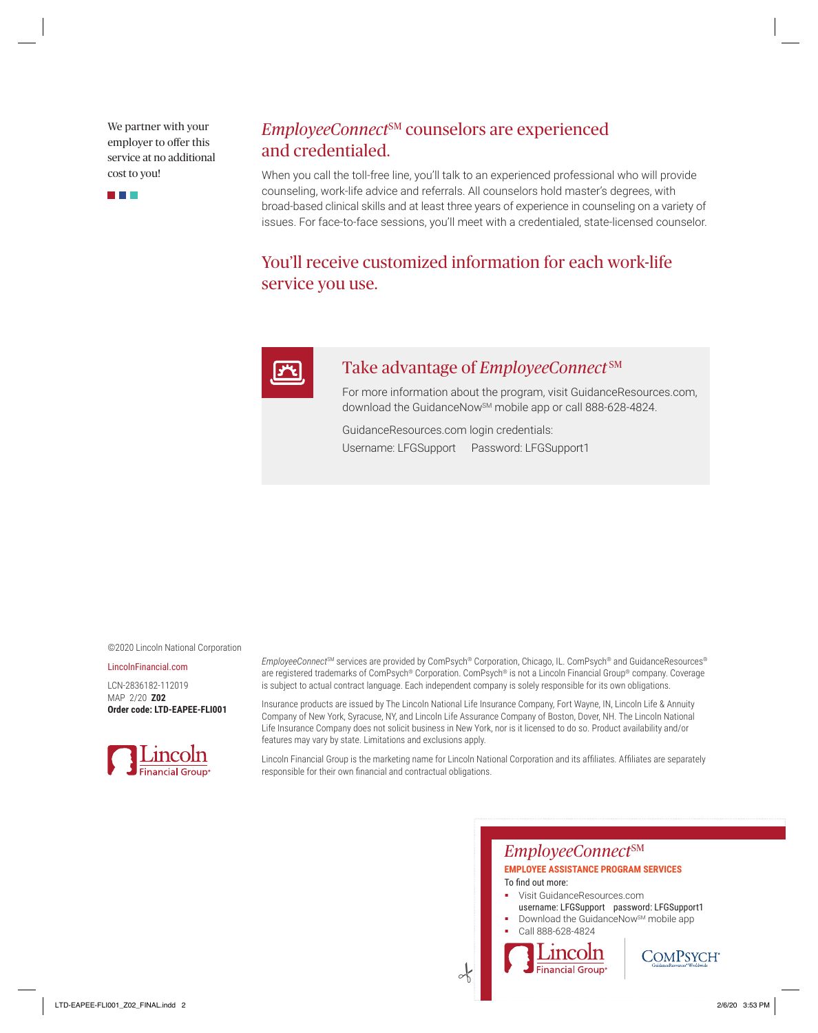We partner with your employer to offer this service at no additional cost to you!

## *EmployeeConnect*℠ counselors are experienced and credentialed.

When you call the toll-free line, you'll talk to an experienced professional who will provide counseling, work-life advice and referrals. All counselors hold master's degrees, with broad-based clinical skills and at least three years of experience in counseling on a variety of issues. For face-to-face sessions, you'll meet with a credentialed, state-licensed counselor.

## You'll receive customized information for each work-life service you use.

### Take advantage of *EmployeeConnect*℠

For more information about the program, visit GuidanceResources.com, download the GuidanceNow℠ mobile app or call 888-628-4824.

GuidanceResources.com login credentials:
Username: LFGSupport Password: LFGSupport1

©2020 Lincoln National Corporation

LincolnFinancial.com

LCN-2836182-112019
MAP 2/20 **Z02**
**Order code: LTD-EAPEE-FLI001**

Lincoln Financial Group®

*EmployeeConnect*℠ services are provided by ComPsych® Corporation, Chicago, IL. ComPsych® and GuidanceResources® are registered trademarks of ComPsych® Corporation. ComPsych® is not a Lincoln Financial Group® company. Coverage is subject to actual contract language. Each independent company is solely responsible for its own obligations.

Insurance products are issued by The Lincoln National Life Insurance Company, Fort Wayne, IN, Lincoln Life & Annuity Company of New York, Syracuse, NY, and Lincoln Life Assurance Company of Boston, Dover, NH. The Lincoln National Life Insurance Company does not solicit business in New York, nor is it licensed to do so. Product availability and/or features may vary by state. Limitations and exclusions apply.

Lincoln Financial Group is the marketing name for Lincoln National Corporation and its affiliates. Affiliates are separately responsible for their own financial and contractual obligations.

## *EmployeeConnect*℠

**EMPLOYEE ASSISTANCE PROGRAM SERVICES**

To find out more:

- Visit GuidanceResources.com
  username: LFGSupport password: LFGSupport1
- Download the GuidanceNow℠ mobile app
- Call 888-628-4824

Lincoln Financial Group®

ComPsych®